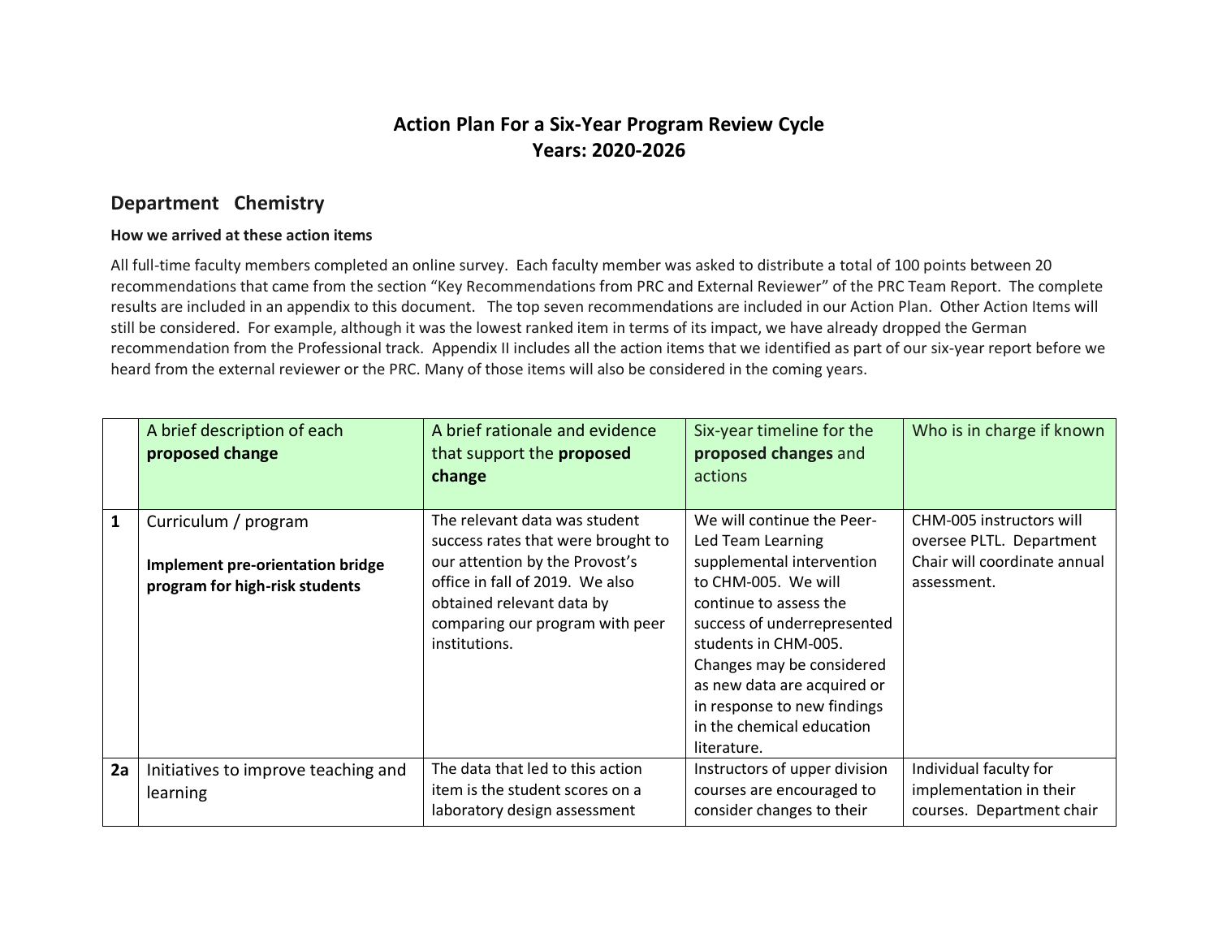# Action Plan For a Six-Year Program Review Cycle
# Years: 2020-2026

## Department Chemistry

### How we arrived at these action items

All full-time faculty members completed an online survey. Each faculty member was asked to distribute a total of 100 points between 20 recommendations that came from the section "Key Recommendations from PRC and External Reviewer" of the PRC Team Report. The complete results are included in an appendix to this document. The top seven recommendations are included in our Action Plan. Other Action Items will still be considered. For example, although it was the lowest ranked item in terms of its impact, we have already dropped the German recommendation from the Professional track. Appendix II includes all the action items that we identified as part of our six-year report before we heard from the external reviewer or the PRC. Many of those items will also be considered in the coming years.

| | A brief description of each **proposed change** | A brief rationale and evidence that support the **proposed change** | Six-year timeline for the **proposed changes** and actions | Who is in charge if known |
|---|---|---|---|---|
| **1** | Curriculum / program<br><br>**Implement pre-orientation bridge program for high-risk students** | The relevant data was student success rates that were brought to our attention by the Provost's office in fall of 2019. We also obtained relevant data by comparing our program with peer institutions. | We will continue the Peer-Led Team Learning supplemental intervention to CHM-005. We will continue to assess the success of underrepresented students in CHM-005. Changes may be considered as new data are acquired or in response to new findings in the chemical education literature. | CHM-005 instructors will oversee PLTL. Department Chair will coordinate annual assessment. |
| **2a** | Initiatives to improve teaching and learning | The data that led to this action item is the student scores on a laboratory design assessment | Instructors of upper division courses are encouraged to consider changes to their | Individual faculty for implementation in their courses. Department chair |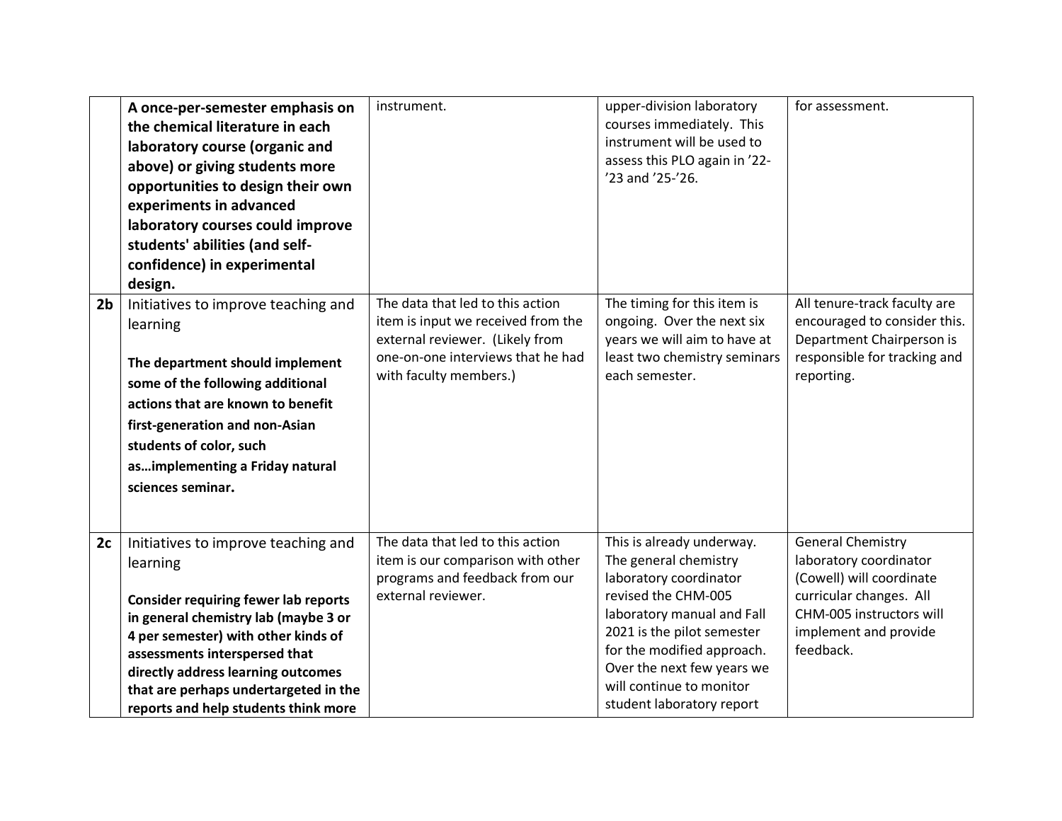| | | | | |
|---|---|---|---|---|
| | **A once-per-semester emphasis on the chemical literature in each laboratory course (organic and above) or giving students more opportunities to design their own experiments in advanced laboratory courses could improve students' abilities (and self-confidence) in experimental design.** | instrument. | upper-division laboratory courses immediately. This instrument will be used to assess this PLO again in ’22-’23 and ’25-’26. | for assessment. |
| **2b** | Initiatives to improve teaching and learning<br><br>**The department should implement some of the following additional actions that are known to benefit first-generation and non-Asian students of color, such as…implementing a Friday natural sciences seminar.** | The data that led to this action item is input we received from the external reviewer. (Likely from one-on-one interviews that he had with faculty members.) | The timing for this item is ongoing. Over the next six years we will aim to have at least two chemistry seminars each semester. | All tenure-track faculty are encouraged to consider this. Department Chairperson is responsible for tracking and reporting. |
| **2c** | Initiatives to improve teaching and learning<br><br>**Consider requiring fewer lab reports in general chemistry lab (maybe 3 or 4 per semester) with other kinds of assessments interspersed that directly address learning outcomes that are perhaps undertargeted in the reports and help students think more** | The data that led to this action item is our comparison with other programs and feedback from our external reviewer. | This is already underway. The general chemistry laboratory coordinator revised the CHM-005 laboratory manual and Fall 2021 is the pilot semester for the modified approach. Over the next few years we will continue to monitor student laboratory report | General Chemistry laboratory coordinator (Cowell) will coordinate curricular changes. All CHM-005 instructors will implement and provide feedback. |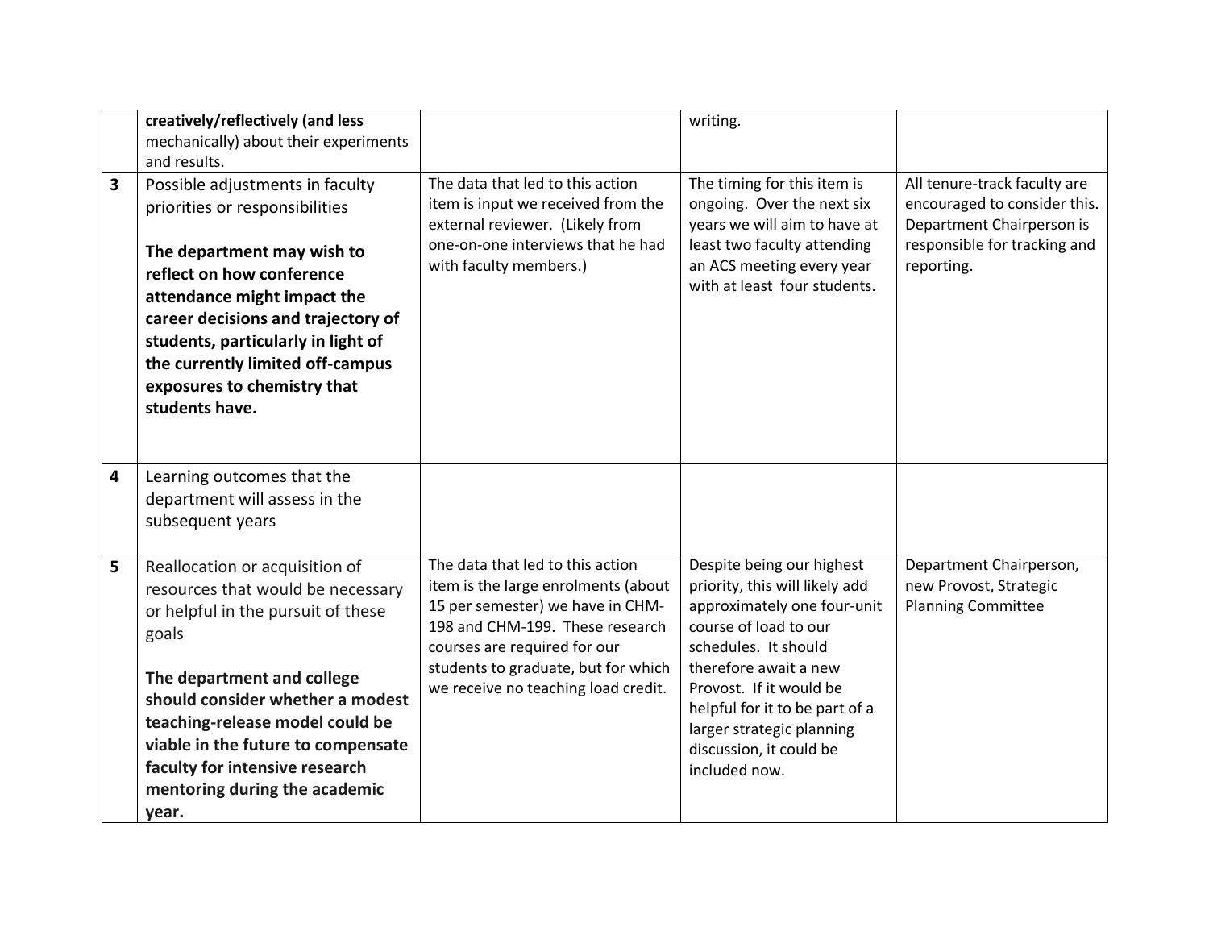|  |  |  |  |  |
|---|---|---|---|---|
|  | **creatively/reflectively (and less** mechanically) about their experiments and results. |  | writing. |  |
| **3** | Possible adjustments in faculty priorities or responsibilities<br><br>**The department may wish to reflect on how conference attendance might impact the career decisions and trajectory of students, particularly in light of the currently limited off-campus exposures to chemistry that students have.** | The data that led to this action item is input we received from the external reviewer. (Likely from one-on-one interviews that he had with faculty members.) | The timing for this item is ongoing. Over the next six years we will aim to have at least two faculty attending an ACS meeting every year with at least four students. | All tenure-track faculty are encouraged to consider this. Department Chairperson is responsible for tracking and reporting. |
| **4** | Learning outcomes that the department will assess in the subsequent years |  |  |  |
| **5** | Reallocation or acquisition of resources that would be necessary or helpful in the pursuit of these goals<br><br>**The department and college should consider whether a modest teaching-release model could be viable in the future to compensate faculty for intensive research mentoring during the academic year.** | The data that led to this action item is the large enrolments (about 15 per semester) we have in CHM-198 and CHM-199. These research courses are required for our students to graduate, but for which we receive no teaching load credit. | Despite being our highest priority, this will likely add approximately one four-unit course of load to our schedules. It should therefore await a new Provost. If it would be helpful for it to be part of a larger strategic planning discussion, it could be included now. | Department Chairperson, new Provost, Strategic Planning Committee |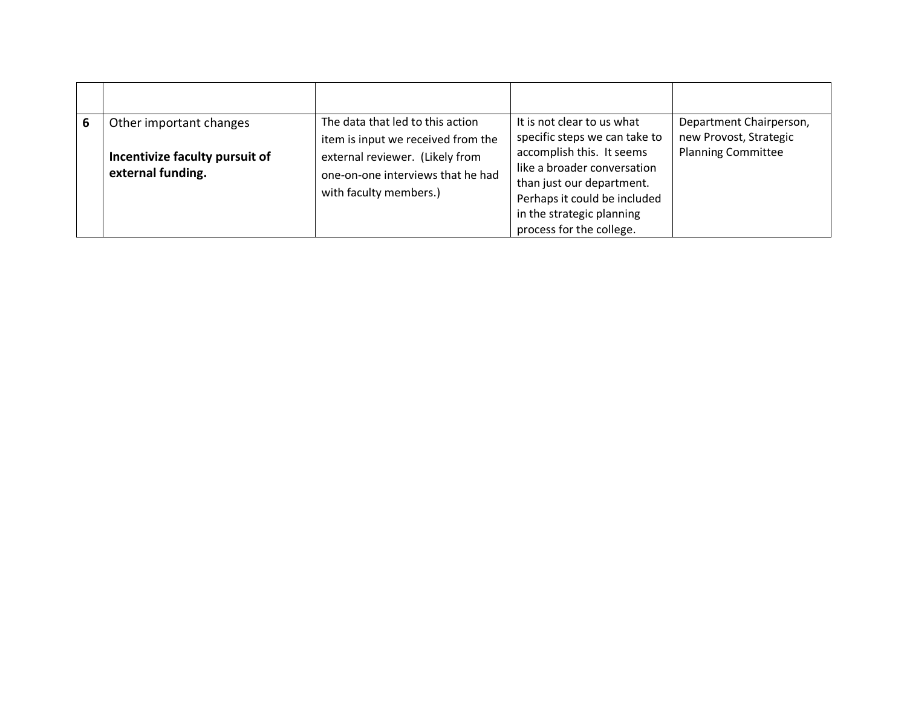| | | | | |
|---|---|---|---|---|
| 6 | Other important changes<br><br>**Incentivize faculty pursuit of external funding.** | The data that led to this action item is input we received from the external reviewer. (Likely from one-on-one interviews that he had with faculty members.) | It is not clear to us what specific steps we can take to accomplish this. It seems like a broader conversation than just our department. Perhaps it could be included in the strategic planning process for the college. | Department Chairperson, new Provost, Strategic Planning Committee |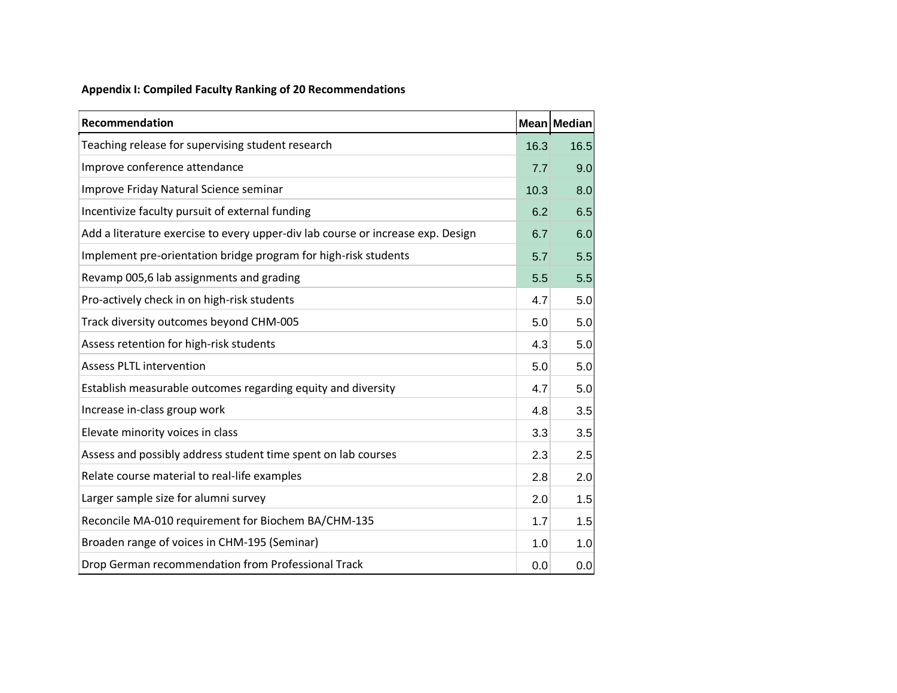**Appendix I: Compiled Faculty Ranking of 20 Recommendations**

| Recommendation | Mean | Median |
|---|---|---|
| Teaching release for supervising student research | 16.3 | 16.5 |
| Improve conference attendance | 7.7 | 9.0 |
| Improve Friday Natural Science seminar | 10.3 | 8.0 |
| Incentivize faculty pursuit of external funding | 6.2 | 6.5 |
| Add a literature exercise to every upper-div lab course or increase exp. Design | 6.7 | 6.0 |
| Implement pre-orientation bridge program for high-risk students | 5.7 | 5.5 |
| Revamp 005,6 lab assignments and grading | 5.5 | 5.5 |
| Pro-actively check in on high-risk students | 4.7 | 5.0 |
| Track diversity outcomes beyond CHM-005 | 5.0 | 5.0 |
| Assess retention for high-risk students | 4.3 | 5.0 |
| Assess PLTL intervention | 5.0 | 5.0 |
| Establish measurable outcomes regarding equity and diversity | 4.7 | 5.0 |
| Increase in-class group work | 4.8 | 3.5 |
| Elevate minority voices in class | 3.3 | 3.5 |
| Assess and possibly address student time spent on lab courses | 2.3 | 2.5 |
| Relate course material to real-life examples | 2.8 | 2.0 |
| Larger sample size for alumni survey | 2.0 | 1.5 |
| Reconcile MA-010 requirement for Biochem BA/CHM-135 | 1.7 | 1.5 |
| Broaden range of voices in CHM-195 (Seminar) | 1.0 | 1.0 |
| Drop German recommendation from Professional Track | 0.0 | 0.0 |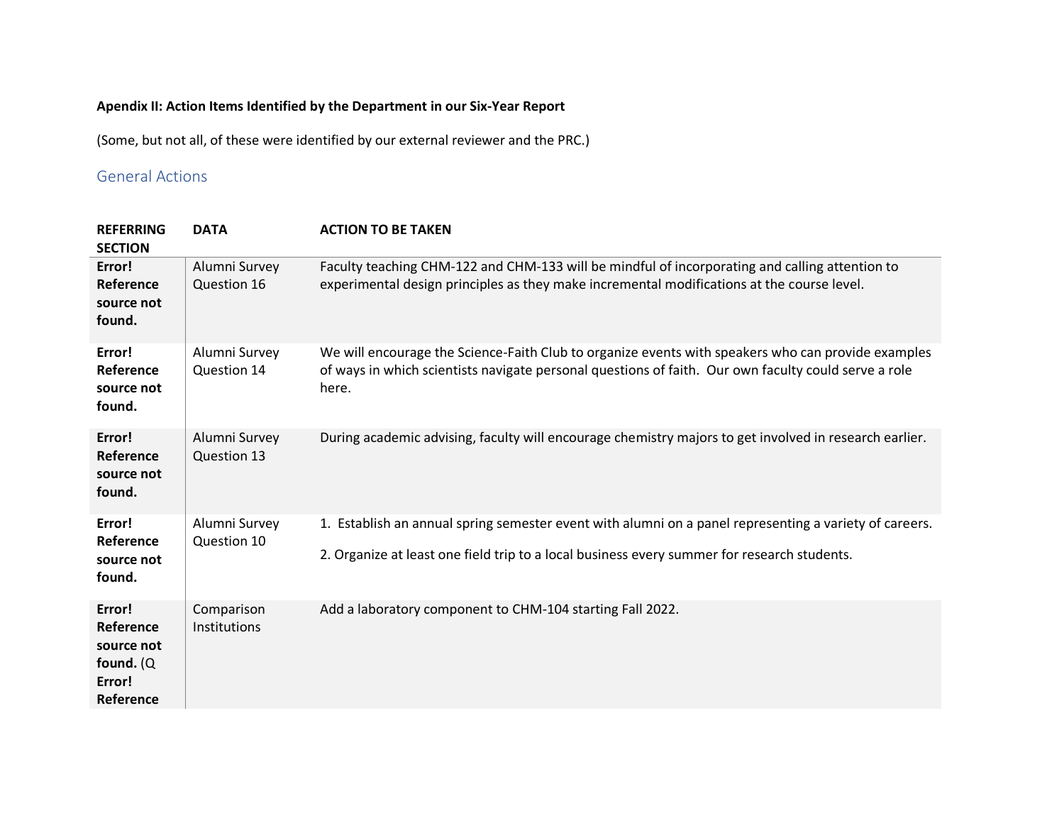**Apendix II: Action Items Identified by the Department in our Six-Year Report**

(Some, but not all, of these were identified by our external reviewer and the PRC.)

## General Actions

| REFERRING SECTION | DATA | ACTION TO BE TAKEN |
|---|---|---|
| **Error! Reference source not found.** | Alumni Survey Question 16 | Faculty teaching CHM-122 and CHM-133 will be mindful of incorporating and calling attention to experimental design principles as they make incremental modifications at the course level. |
| **Error! Reference source not found.** | Alumni Survey Question 14 | We will encourage the Science-Faith Club to organize events with speakers who can provide examples of ways in which scientists navigate personal questions of faith. Our own faculty could serve a role here. |
| **Error! Reference source not found.** | Alumni Survey Question 13 | During academic advising, faculty will encourage chemistry majors to get involved in research earlier. |
| **Error! Reference source not found.** | Alumni Survey Question 10 | 1. Establish an annual spring semester event with alumni on a panel representing a variety of careers.<br>2. Organize at least one field trip to a local business every summer for research students. |
| **Error! Reference source not found.** (Q **Error! Reference** | Comparison Institutions | Add a laboratory component to CHM-104 starting Fall 2022. |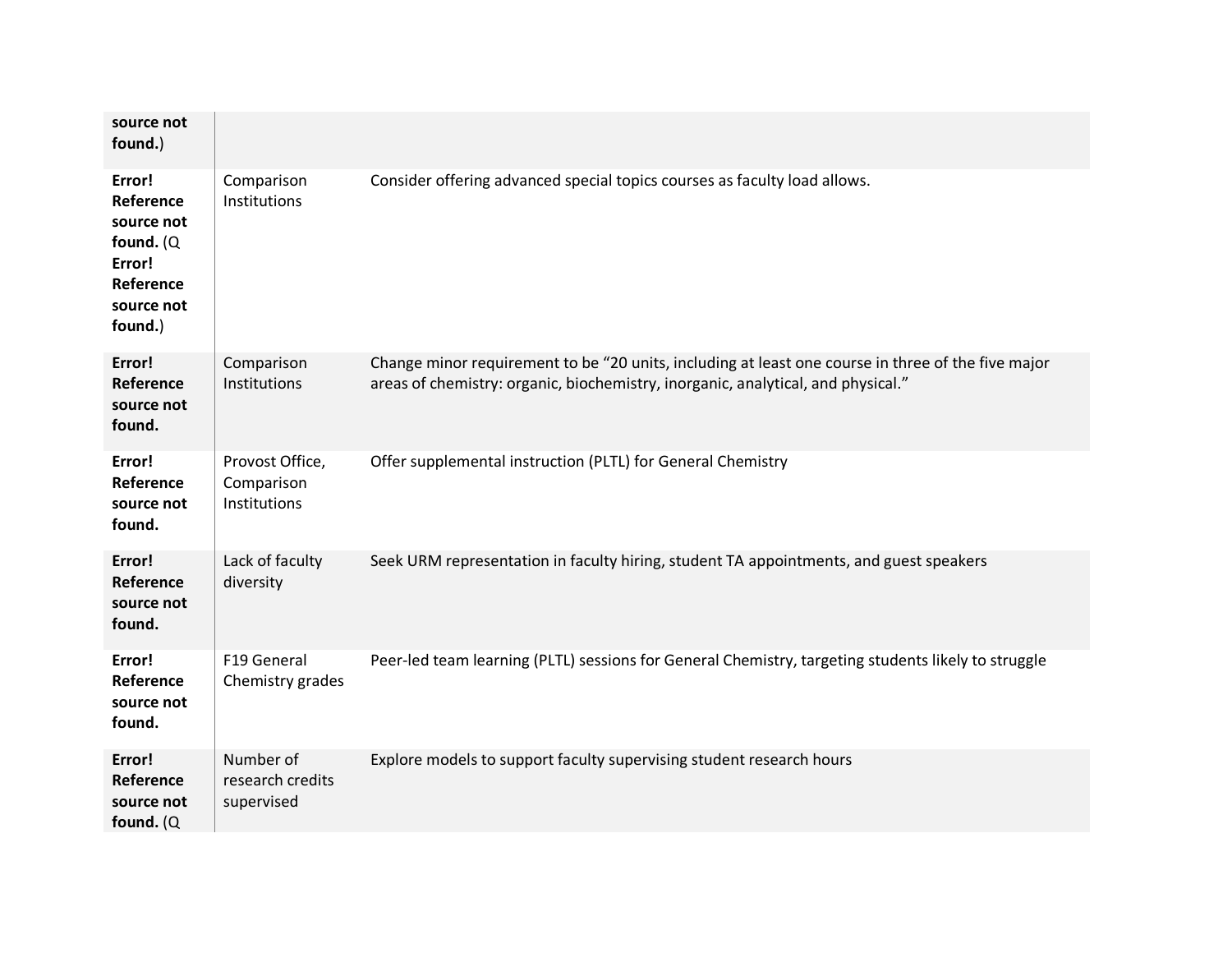| | | |
|---|---|---|
| **source not found.**) | | |
| **Error! Reference source not found.** (Q **Error! Reference source not found.**) | Comparison Institutions | Consider offering advanced special topics courses as faculty load allows. |
| **Error! Reference source not found.** | Comparison Institutions | Change minor requirement to be “20 units, including at least one course in three of the five major areas of chemistry: organic, biochemistry, inorganic, analytical, and physical.” |
| **Error! Reference source not found.** | Provost Office, Comparison Institutions | Offer supplemental instruction (PLTL) for General Chemistry |
| **Error! Reference source not found.** | Lack of faculty diversity | Seek URM representation in faculty hiring, student TA appointments, and guest speakers |
| **Error! Reference source not found.** | F19 General Chemistry grades | Peer-led team learning (PLTL) sessions for General Chemistry, targeting students likely to struggle |
| **Error! Reference source not found.** (Q | Number of research credits supervised | Explore models to support faculty supervising student research hours |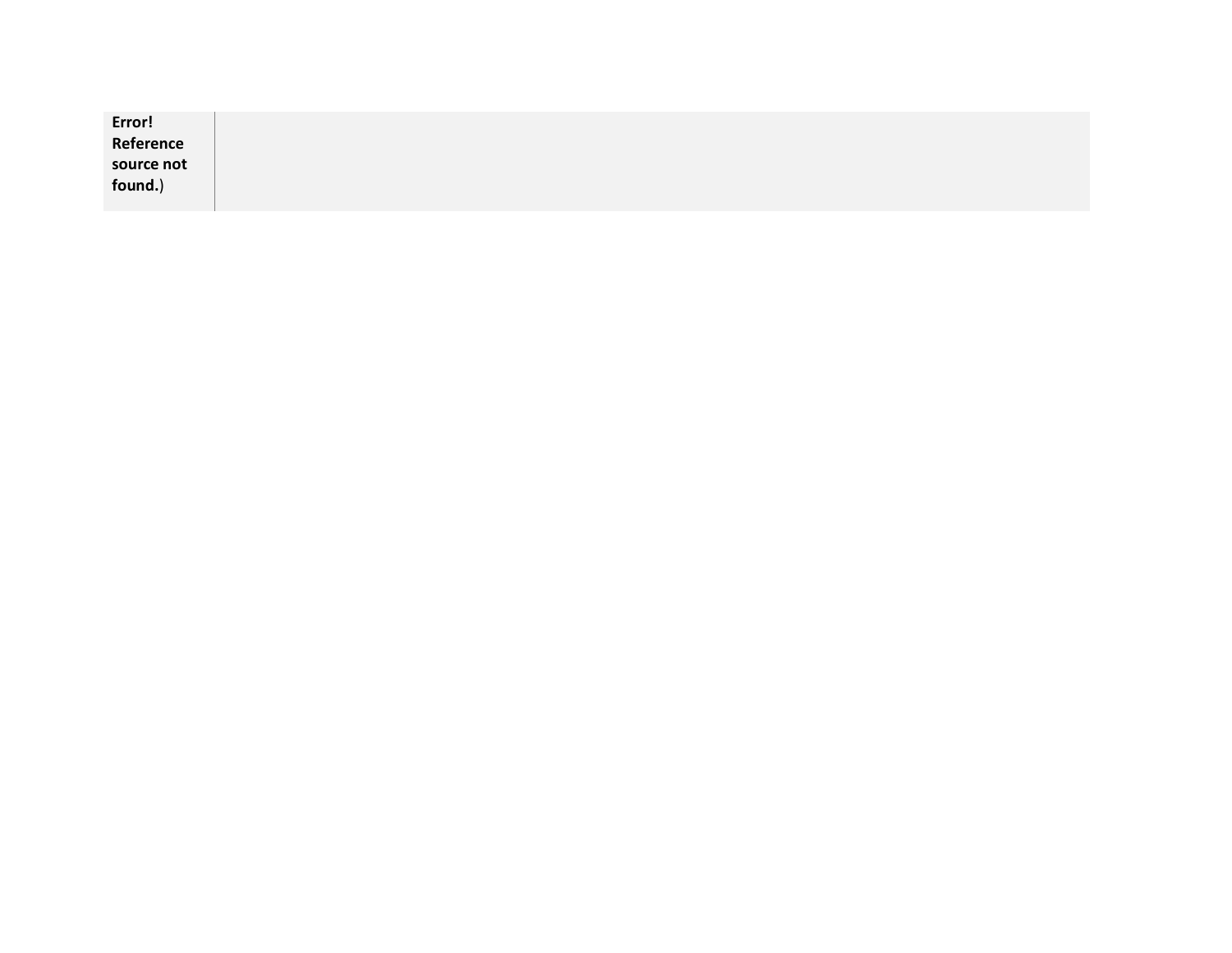| **Error! Reference source not found.**) | |
|---|---|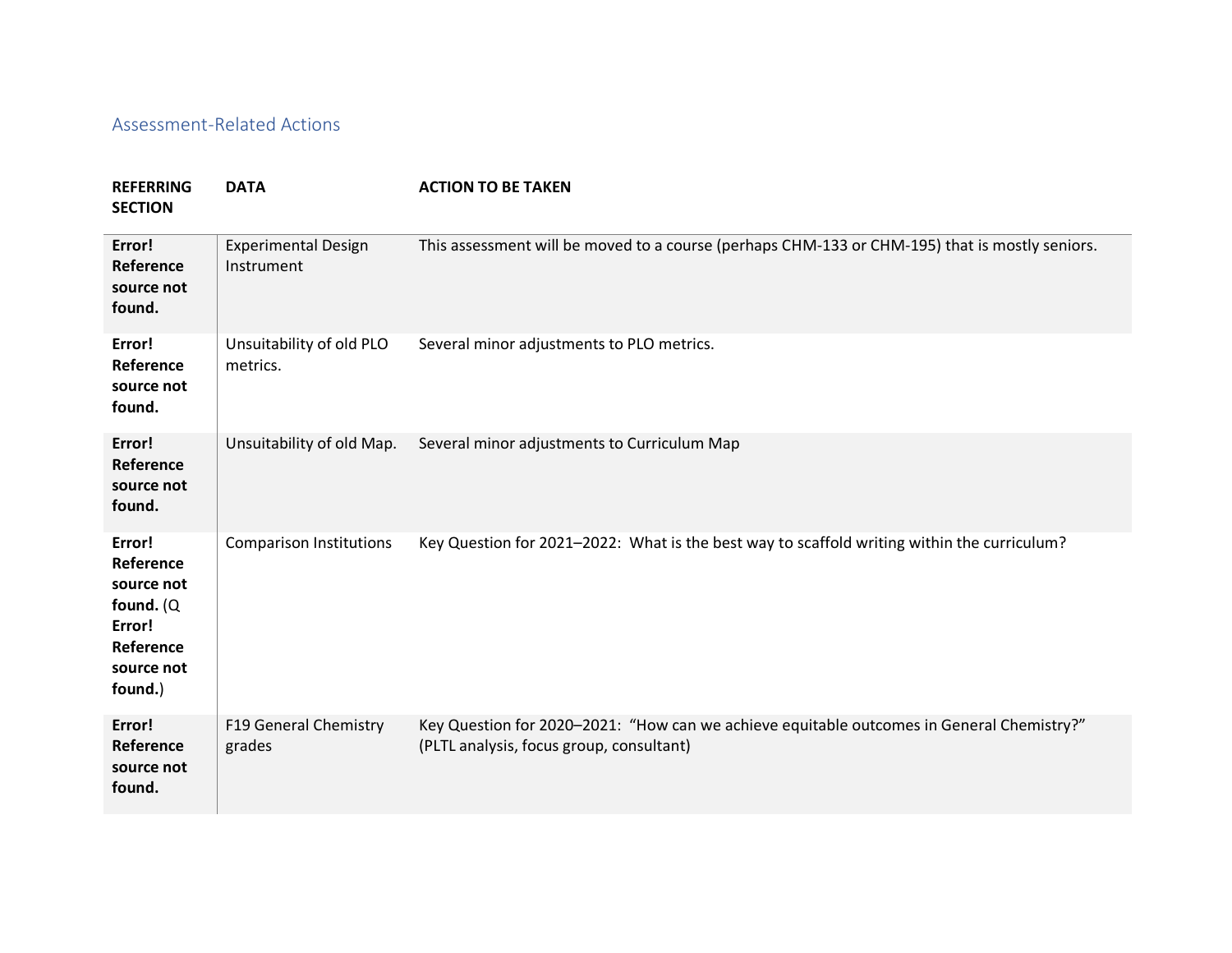## Assessment-Related Actions

| REFERRING SECTION | DATA | ACTION TO BE TAKEN |
| --- | --- | --- |
| **Error! Reference source not found.** | Experimental Design Instrument | This assessment will be moved to a course (perhaps CHM-133 or CHM-195) that is mostly seniors. |
| **Error! Reference source not found.** | Unsuitability of old PLO metrics. | Several minor adjustments to PLO metrics. |
| **Error! Reference source not found.** | Unsuitability of old Map. | Several minor adjustments to Curriculum Map |
| **Error! Reference source not found.** (Q **Error! Reference source not found.**) | Comparison Institutions | Key Question for 2021–2022: What is the best way to scaffold writing within the curriculum? |
| **Error! Reference source not found.** | F19 General Chemistry grades | Key Question for 2020–2021: "How can we achieve equitable outcomes in General Chemistry?" (PLTL analysis, focus group, consultant) |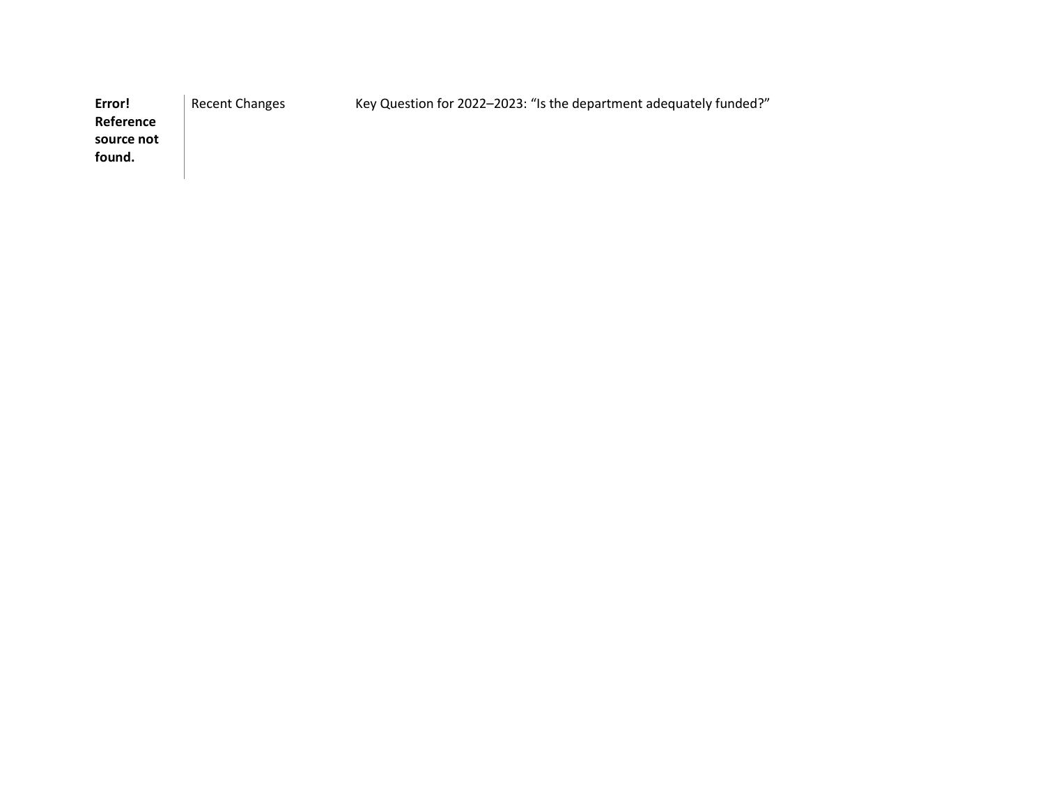| | | |
|---|---|---|
| **Error! Reference source not found.** | Recent Changes | Key Question for 2022–2023: “Is the department adequately funded?” |